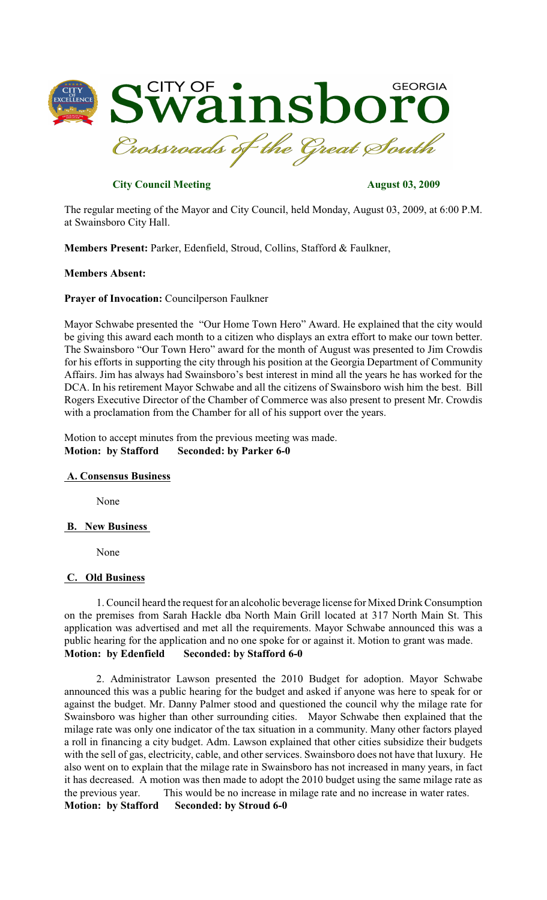# CITY OF Swainsboro GEORGIA

*Crossroads of the Great South*

**City Council Meeting** **August 03, 2009**

The regular meeting of the Mayor and City Council, held Monday, August 03, 2009, at 6:00 P.M. at Swainsboro City Hall.

**Members Present:** Parker, Edenfield, Stroud, Collins, Stafford & Faulkner,

**Members Absent:**

**Prayer of Invocation:** Councilperson Faulkner

Mayor Schwabe presented the "Our Home Town Hero" Award. He explained that the city would be giving this award each month to a citizen who displays an extra effort to make our town better. The Swainsboro "Our Town Hero" award for the month of August was presented to Jim Crowdis for his efforts in supporting the city through his position at the Georgia Department of Community Affairs. Jim has always had Swainsboro's best interest in mind all the years he has worked for the DCA. In his retirement Mayor Schwabe and all the citizens of Swainsboro wish him the best. Bill Rogers Executive Director of the Chamber of Commerce was also present to present Mr. Crowdis with a proclamation from the Chamber for all of his support over the years.

Motion to accept minutes from the previous meeting was made.
**Motion: by Stafford Seconded: by Parker 6-0**

**A. Consensus Business**

None

**B. New Business**

None

**C. Old Business**

1. Council heard the request for an alcoholic beverage license for Mixed Drink Consumption on the premises from Sarah Hackle dba North Main Grill located at 317 North Main St. This application was advertised and met all the requirements. Mayor Schwabe announced this was a public hearing for the application and no one spoke for or against it. Motion to grant was made.
**Motion: by Edenfield Seconded: by Stafford 6-0**

2. Administrator Lawson presented the 2010 Budget for adoption. Mayor Schwabe announced this was a public hearing for the budget and asked if anyone was here to speak for or against the budget. Mr. Danny Palmer stood and questioned the council why the milage rate for Swainsboro was higher than other surrounding cities. Mayor Schwabe then explained that the milage rate was only one indicator of the tax situation in a community. Many other factors played a roll in financing a city budget. Adm. Lawson explained that other cities subsidize their budgets with the sell of gas, electricity, cable, and other services. Swainsboro does not have that luxury. He also went on to explain that the milage rate in Swainsboro has not increased in many years, in fact it has decreased. A motion was then made to adopt the 2010 budget using the same milage rate as the previous year. This would be no increase in milage rate and no increase in water rates.
**Motion: by Stafford Seconded: by Stroud 6-0**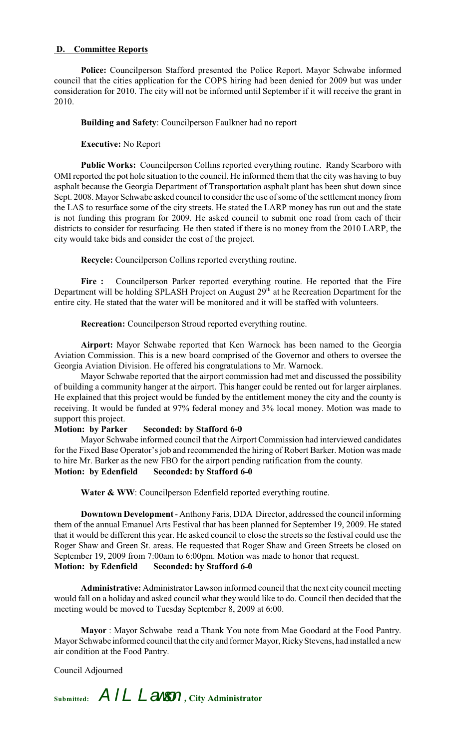**D. Committee Reports**

**Police:** Councilperson Stafford presented the Police Report. Mayor Schwabe informed council that the cities application for the COPS hiring had been denied for 2009 but was under consideration for 2010. The city will not be informed until September if it will receive the grant in 2010.

**Building and Safety**: Councilperson Faulkner had no report

**Executive:** No Report

**Public Works:** Councilperson Collins reported everything routine. Randy Scarboro with OMI reported the pot hole situation to the council. He informed them that the city was having to buy asphalt because the Georgia Department of Transportation asphalt plant has been shut down since Sept. 2008. Mayor Schwabe asked council to consider the use of some of the settlement money from the LAS to resurface some of the city streets. He stated the LARP money has run out and the state is not funding this program for 2009. He asked council to submit one road from each of their districts to consider for resurfacing. He then stated if there is no money from the 2010 LARP, the city would take bids and consider the cost of the project.

**Recycle:** Councilperson Collins reported everything routine.

**Fire :** Councilperson Parker reported everything routine. He reported that the Fire Department will be holding SPLASH Project on August 29th at he Recreation Department for the entire city. He stated that the water will be monitored and it will be staffed with volunteers.

**Recreation:** Councilperson Stroud reported everything routine.

**Airport:** Mayor Schwabe reported that Ken Warnock has been named to the Georgia Aviation Commission. This is a new board comprised of the Governor and others to oversee the Georgia Aviation Division. He offered his congratulations to Mr. Warnock.

Mayor Schwabe reported that the airport commission had met and discussed the possibility of building a community hanger at the airport. This hanger could be rented out for larger airplanes. He explained that this project would be funded by the entitlement money the city and the county is receiving. It would be funded at 97% federal money and 3% local money. Motion was made to support this project.

**Motion: by Parker Seconded: by Stafford 6-0**

Mayor Schwabe informed council that the Airport Commission had interviewed candidates for the Fixed Base Operator's job and recommended the hiring of Robert Barker. Motion was made to hire Mr. Barker as the new FBO for the airport pending ratification from the county.

**Motion: by Edenfield Seconded: by Stafford 6-0**

**Water & WW**: Councilperson Edenfield reported everything routine.

**Downtown Development** - Anthony Faris, DDA Director, addressed the council informing them of the annual Emanuel Arts Festival that has been planned for September 19, 2009. He stated that it would be different this year. He asked council to close the streets so the festival could use the Roger Shaw and Green St. areas. He requested that Roger Shaw and Green Streets be closed on September 19, 2009 from 7:00am to 6:00pm. Motion was made to honor that request.

**Motion: by Edenfield Seconded: by Stafford 6-0**

**Administrative:** Administrator Lawson informed council that the next city council meeting would fall on a holiday and asked council what they would like to do. Council then decided that the meeting would be moved to Tuesday September 8, 2009 at 6:00.

**Mayor** : Mayor Schwabe read a Thank You note from Mae Goodard at the Food Pantry. Mayor Schwabe informed council that the city and former Mayor, Ricky Stevens, had installed a new air condition at the Food Pantry.

Council Adjourned

**Submitted:** *A I L Lawson*, **City Administrator**